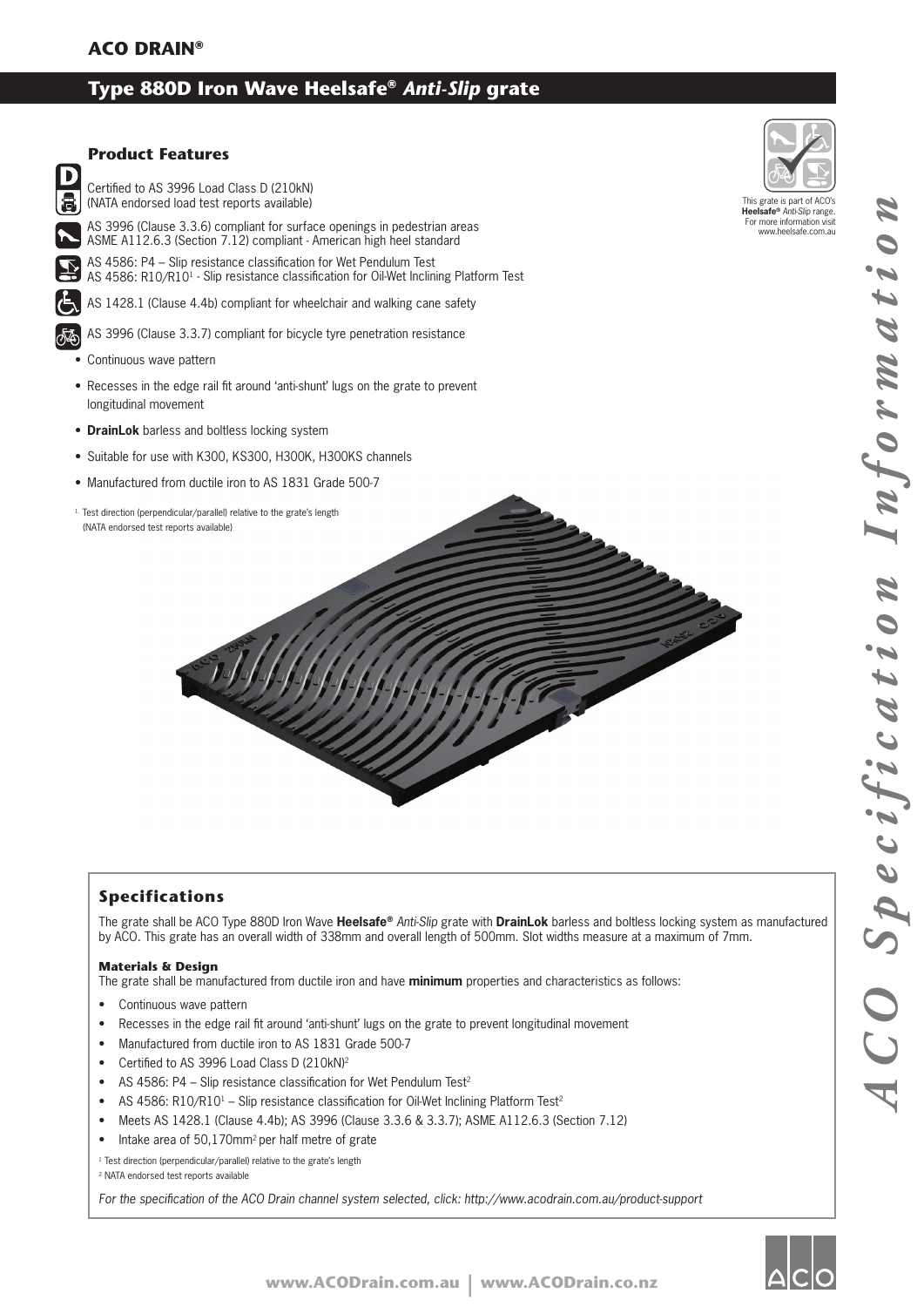**ACO DRAIN®**

# Type 880D Iron Wave Heelsafe® *Anti-Slip* grate

## Product Features

Certified to AS 3996 Load Class D (210kN)
(NATA endorsed load test reports available)

AS 3996 (Clause 3.3.6) compliant for surface openings in pedestrian areas
ASME A112.6.3 (Section 7.12) compliant - American high heel standard

AS 4586: P4 – Slip resistance classification for Wet Pendulum Test
AS 4586: R10/R10[1] - Slip resistance classification for Oil-Wet Inclining Platform Test

AS 1428.1 (Clause 4.4b) compliant for wheelchair and walking cane safety

AS 3996 (Clause 3.3.7) compliant for bicycle tyre penetration resistance

- Continuous wave pattern
- Recesses in the edge rail fit around 'anti-shunt' lugs on the grate to prevent longitudinal movement
- **DrainLok** barless and boltless locking system
- Suitable for use with K300, KS300, H300K, H300KS channels
- Manufactured from ductile iron to AS 1831 Grade 500-7

[1] Test direction (perpendicular/parallel) relative to the grate's length
(NATA endorsed test reports available)

This grate is part of ACO's **Heelsafe®** *Anti-Slip* range. For more information visit www.heelsafe.com.au

## Specifications

The grate shall be ACO Type 880D Iron Wave **Heelsafe®** *Anti-Slip* grate with **DrainLok** barless and boltless locking system as manufactured by ACO. This grate has an overall width of 338mm and overall length of 500mm. Slot widths measure at a maximum of 7mm.

### Materials & Design

The grate shall be manufactured from ductile iron and have **minimum** properties and characteristics as follows:

- Continuous wave pattern
- Recesses in the edge rail fit around 'anti-shunt' lugs on the grate to prevent longitudinal movement
- Manufactured from ductile iron to AS 1831 Grade 500-7
- Certified to AS 3996 Load Class D (210kN)[2]
- AS 4586: P4 – Slip resistance classification for Wet Pendulum Test[2]
- AS 4586: R10/R10[1] – Slip resistance classification for Oil-Wet Inclining Platform Test[2]
- Meets AS 1428.1 (Clause 4.4b); AS 3996 (Clause 3.3.6 & 3.3.7); ASME A112.6.3 (Section 7.12)
- Intake area of 50,170mm² per half metre of grate

[1] Test direction (perpendicular/parallel) relative to the grate's length
[2] NATA endorsed test reports available

*For the specification of the ACO Drain channel system selected, click: http://www.acodrain.com.au/product-support*

*ACO Specification Information*

**www.ACODrain.com.au | www.ACODrain.co.nz**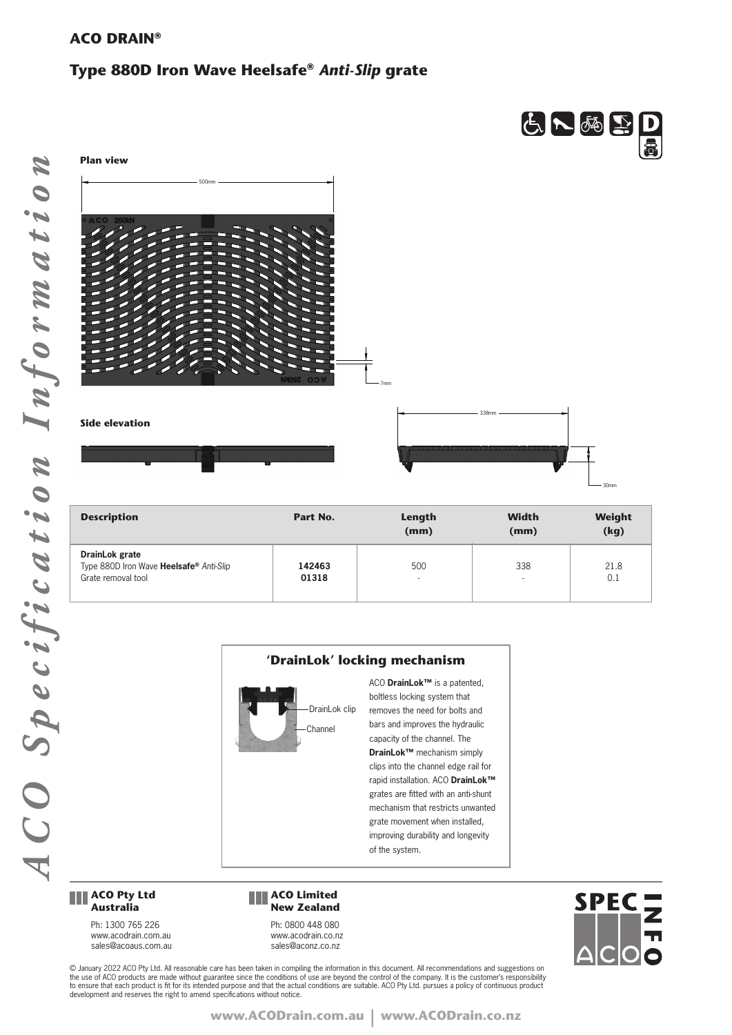**ACO DRAIN®**

# Type 880D Iron Wave Heelsafe® *Anti-Slip* grate

**Plan view**

500mm

7mm

**Side elevation**

338mm

30mm

| Description | Part No. | Length (mm) | Width (mm) | Weight (kg) |
|---|---|---|---|---|
| **DrainLok grate** | | | | |
| Type 880D Iron Wave **Heelsafe®** *Anti-Slip* | **142463** | 500 | 338 | 21.8 |
| Grate removal tool | **01318** | - | - | 0.1 |

## 'DrainLok' locking mechanism

DrainLok clip

Channel

ACO **DrainLok™** is a patented, boltless locking system that removes the need for bolts and bars and improves the hydraulic capacity of the channel. The **DrainLok™** mechanism simply clips into the channel edge rail for rapid installation. ACO **DrainLok™** grates are fitted with an anti-shunt mechanism that restricts unwanted grate movement when installed, improving durability and longevity of the system.

**ACO Pty Ltd**
**Australia**

Ph: 1300 765 226
www.acodrain.com.au
sales@acoaus.com.au

**ACO Limited**
**New Zealand**

Ph: 0800 448 080
www.acodrain.co.nz
sales@aconz.co.nz

© January 2022 ACO Pty Ltd. All reasonable care has been taken in compiling the information in this document. All recommendations and suggestions on the use of ACO products are made without guarantee since the conditions of use are beyond the control of the company. It is the customer's responsibility to ensure that each product is fit for its intended purpose and that the actual conditions are suitable. ACO Pty Ltd. pursues a policy of continuous product development and reserves the right to amend specifications without notice.

www.ACODrain.com.au | www.ACODrain.co.nz